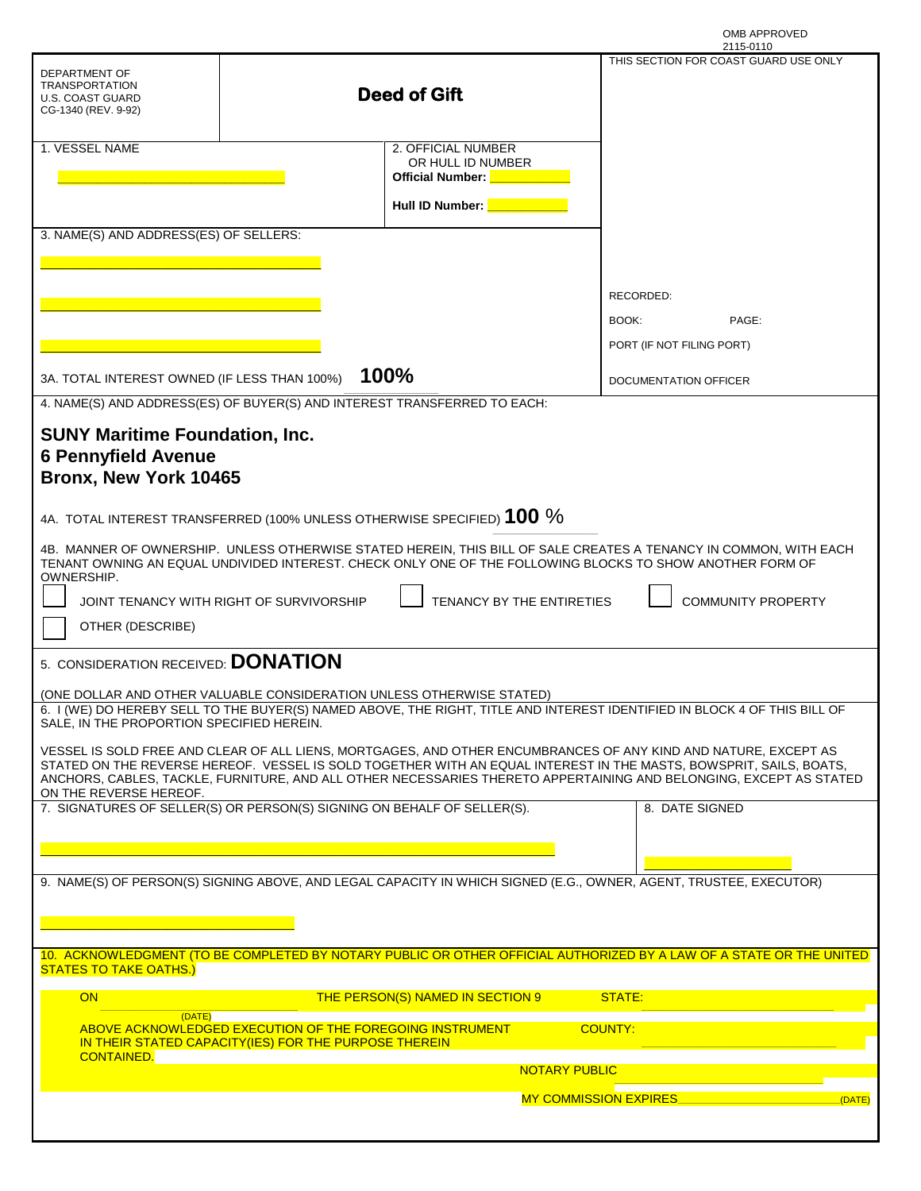OMB APPROVED
2115-0110

DEPARTMENT OF TRANSPORTATION
U.S. COAST GUARD
CG-1340 (REV. 9-92)

# Deed of Gift

THIS SECTION FOR COAST GUARD USE ONLY

1. VESSEL NAME

______________________________

2. OFFICIAL NUMBER OR HULL ID NUMBER

**Official Number:** ____________

**Hull ID Number:** ____________

3. NAME(S) AND ADDRESS(ES) OF SELLERS:

______________________________

______________________________

______________________________

RECORDED:

BOOK: PAGE:

PORT (IF NOT FILING PORT)

DOCUMENTATION OFFICER

3A. TOTAL INTEREST OWNED (IF LESS THAN 100%) **100%**

4. NAME(S) AND ADDRESS(ES) OF BUYER(S) AND INTEREST TRANSFERRED TO EACH:

**SUNY Maritime Foundation, Inc.**
**6 Pennyfield Avenue**
**Bronx, New York 10465**

4A. TOTAL INTEREST TRANSFERRED (100% UNLESS OTHERWISE SPECIFIED) **100** %

4B. MANNER OF OWNERSHIP. UNLESS OTHERWISE STATED HEREIN, THIS BILL OF SALE CREATES A TENANCY IN COMMON, WITH EACH TENANT OWNING AN EQUAL UNDIVIDED INTEREST. CHECK ONLY ONE OF THE FOLLOWING BLOCKS TO SHOW ANOTHER FORM OF OWNERSHIP.

☐ JOINT TENANCY WITH RIGHT OF SURVIVORSHIP ☐ TENANCY BY THE ENTIRETIES ☐ COMMUNITY PROPERTY

☐ OTHER (DESCRIBE)

5. CONSIDERATION RECEIVED: **DONATION**

(ONE DOLLAR AND OTHER VALUABLE CONSIDERATION UNLESS OTHERWISE STATED)

6. I (WE) DO HEREBY SELL TO THE BUYER(S) NAMED ABOVE, THE RIGHT, TITLE AND INTEREST IDENTIFIED IN BLOCK 4 OF THIS BILL OF SALE, IN THE PROPORTION SPECIFIED HEREIN.

VESSEL IS SOLD FREE AND CLEAR OF ALL LIENS, MORTGAGES, AND OTHER ENCUMBRANCES OF ANY KIND AND NATURE, EXCEPT AS STATED ON THE REVERSE HEREOF. VESSEL IS SOLD TOGETHER WITH AN EQUAL INTEREST IN THE MASTS, BOWSPRIT, SAILS, BOATS, ANCHORS, CABLES, TACKLE, FURNITURE, AND ALL OTHER NECESSARIES THERETO APPERTAINING AND BELONGING, EXCEPT AS STATED ON THE REVERSE HEREOF.

7. SIGNATURES OF SELLER(S) OR PERSON(S) SIGNING ON BEHALF OF SELLER(S).

______________________________________________

8. DATE SIGNED

________________

9. NAME(S) OF PERSON(S) SIGNING ABOVE, AND LEGAL CAPACITY IN WHICH SIGNED (E.G., OWNER, AGENT, TRUSTEE, EXECUTOR)

______________________________

10. ACKNOWLEDGMENT (TO BE COMPLETED BY NOTARY PUBLIC OR OTHER OFFICIAL AUTHORIZED BY A LAW OF A STATE OR THE UNITED STATES TO TAKE OATHS.)

ON ____________ (DATE) THE PERSON(S) NAMED IN SECTION 9 ABOVE ACKNOWLEDGED EXECUTION OF THE FOREGOING INSTRUMENT IN THEIR STATED CAPACITY(IES) FOR THE PURPOSE THEREIN CONTAINED.

STATE: ____________________

COUNTY: ____________________

NOTARY PUBLIC ____________________

MY COMMISSION EXPIRES ____________________ (DATE)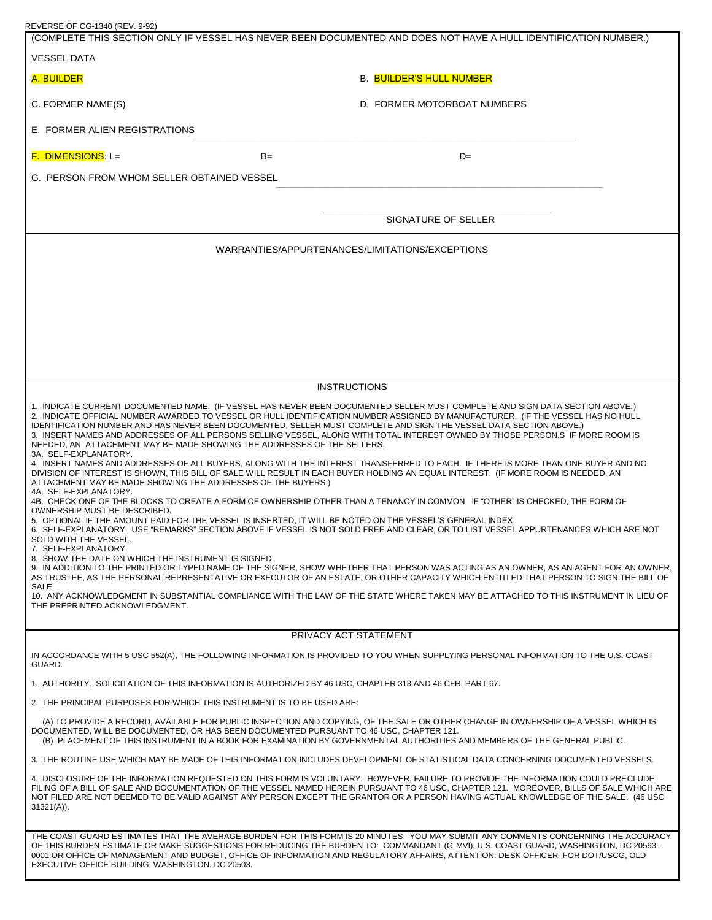REVERSE OF CG-1340 (REV. 9-92)

(COMPLETE THIS SECTION ONLY IF VESSEL HAS NEVER BEEN DOCUMENTED AND DOES NOT HAVE A HULL IDENTIFICATION NUMBER.)

VESSEL DATA

A. BUILDER

B. BUILDER'S HULL NUMBER

C. FORMER NAME(S)

D. FORMER MOTORBOAT NUMBERS

E. FORMER ALIEN REGISTRATIONS

F. DIMENSIONS: L= B= D=

G. PERSON FROM WHOM SELLER OBTAINED VESSEL

SIGNATURE OF SELLER

WARRANTIES/APPURTENANCES/LIMITATIONS/EXCEPTIONS

## INSTRUCTIONS

1. INDICATE CURRENT DOCUMENTED NAME. (IF VESSEL HAS NEVER BEEN DOCUMENTED SELLER MUST COMPLETE AND SIGN DATA SECTION ABOVE.)
2. INDICATE OFFICIAL NUMBER AWARDED TO VESSEL OR HULL IDENTIFICATION NUMBER ASSIGNED BY MANUFACTURER. (IF THE VESSEL HAS NO HULL IDENTIFICATION NUMBER AND HAS NEVER BEEN DOCUMENTED, SELLER MUST COMPLETE AND SIGN THE VESSEL DATA SECTION ABOVE.)
3. INSERT NAMES AND ADDRESSES OF ALL PERSONS SELLING VESSEL, ALONG WITH TOTAL INTEREST OWNED BY THOSE PERSON.S IF MORE ROOM IS NEEDED, AN ATTACHMENT MAY BE MADE SHOWING THE ADDRESSES OF THE SELLERS.

3A. SELF-EXPLANATORY.

4. INSERT NAMES AND ADDRESSES OF ALL BUYERS, ALONG WITH THE INTEREST TRANSFERRED TO EACH. IF THERE IS MORE THAN ONE BUYER AND NO DIVISION OF INTEREST IS SHOWN, THIS BILL OF SALE WILL RESULT IN EACH BUYER HOLDING AN EQUAL INTEREST. (IF MORE ROOM IS NEEDED, AN ATTACHMENT MAY BE MADE SHOWING THE ADDRESSES OF THE BUYERS.)

4A. SELF-EXPLANATORY.

4B. CHECK ONE OF THE BLOCKS TO CREATE A FORM OF OWNERSHIP OTHER THAN A TENANCY IN COMMON. IF "OTHER" IS CHECKED, THE FORM OF OWNERSHIP MUST BE DESCRIBED.

5. OPTIONAL IF THE AMOUNT PAID FOR THE VESSEL IS INSERTED, IT WILL BE NOTED ON THE VESSEL'S GENERAL INDEX.
6. SELF-EXPLANATORY. USE "REMARKS" SECTION ABOVE IF VESSEL IS NOT SOLD FREE AND CLEAR, OR TO LIST VESSEL APPURTENANCES WHICH ARE NOT SOLD WITH THE VESSEL.
7. SELF-EXPLANATORY.
8. SHOW THE DATE ON WHICH THE INSTRUMENT IS SIGNED.
9. IN ADDITION TO THE PRINTED OR TYPED NAME OF THE SIGNER, SHOW WHETHER THAT PERSON WAS ACTING AS AN OWNER, AS AN AGENT FOR AN OWNER, AS TRUSTEE, AS THE PERSONAL REPRESENTATIVE OR EXECUTOR OF AN ESTATE, OR OTHER CAPACITY WHICH ENTITLED THAT PERSON TO SIGN THE BILL OF SALE.
10. ANY ACKNOWLEDGMENT IN SUBSTANTIAL COMPLIANCE WITH THE LAW OF THE STATE WHERE TAKEN MAY BE ATTACHED TO THIS INSTRUMENT IN LIEU OF THE PREPRINTED ACKNOWLEDGMENT.

## PRIVACY ACT STATEMENT

IN ACCORDANCE WITH 5 USC 552(A), THE FOLLOWING INFORMATION IS PROVIDED TO YOU WHEN SUPPLYING PERSONAL INFORMATION TO THE U.S. COAST GUARD.

1. AUTHORITY. SOLICITATION OF THIS INFORMATION IS AUTHORIZED BY 46 USC, CHAPTER 313 AND 46 CFR, PART 67.
2. THE PRINCIPAL PURPOSES FOR WHICH THIS INSTRUMENT IS TO BE USED ARE:

   (A) TO PROVIDE A RECORD, AVAILABLE FOR PUBLIC INSPECTION AND COPYING, OF THE SALE OR OTHER CHANGE IN OWNERSHIP OF A VESSEL WHICH IS DOCUMENTED, WILL BE DOCUMENTED, OR HAS BEEN DOCUMENTED PURSUANT TO 46 USC, CHAPTER 121.

   (B) PLACEMENT OF THIS INSTRUMENT IN A BOOK FOR EXAMINATION BY GOVERNMENTAL AUTHORITIES AND MEMBERS OF THE GENERAL PUBLIC.

3. THE ROUTINE USE WHICH MAY BE MADE OF THIS INFORMATION INCLUDES DEVELOPMENT OF STATISTICAL DATA CONCERNING DOCUMENTED VESSELS.
4. DISCLOSURE OF THE INFORMATION REQUESTED ON THIS FORM IS VOLUNTARY. HOWEVER, FAILURE TO PROVIDE THE INFORMATION COULD PRECLUDE FILING OF A BILL OF SALE AND DOCUMENTATION OF THE VESSEL NAMED HEREIN PURSUANT TO 46 USC, CHAPTER 121. MOREOVER, BILLS OF SALE WHICH ARE NOT FILED ARE NOT DEEMED TO BE VALID AGAINST ANY PERSON EXCEPT THE GRANTOR OR A PERSON HAVING ACTUAL KNOWLEDGE OF THE SALE. (46 USC 31321(A)).

THE COAST GUARD ESTIMATES THAT THE AVERAGE BURDEN FOR THIS FORM IS 20 MINUTES. YOU MAY SUBMIT ANY COMMENTS CONCERNING THE ACCURACY OF THIS BURDEN ESTIMATE OR MAKE SUGGESTIONS FOR REDUCING THE BURDEN TO: COMMANDANT (G-MVI), U.S. COAST GUARD, WASHINGTON, DC 20593-0001 OR OFFICE OF MANAGEMENT AND BUDGET, OFFICE OF INFORMATION AND REGULATORY AFFAIRS, ATTENTION: DESK OFFICER FOR DOT/USCG, OLD EXECUTIVE OFFICE BUILDING, WASHINGTON, DC 20503.